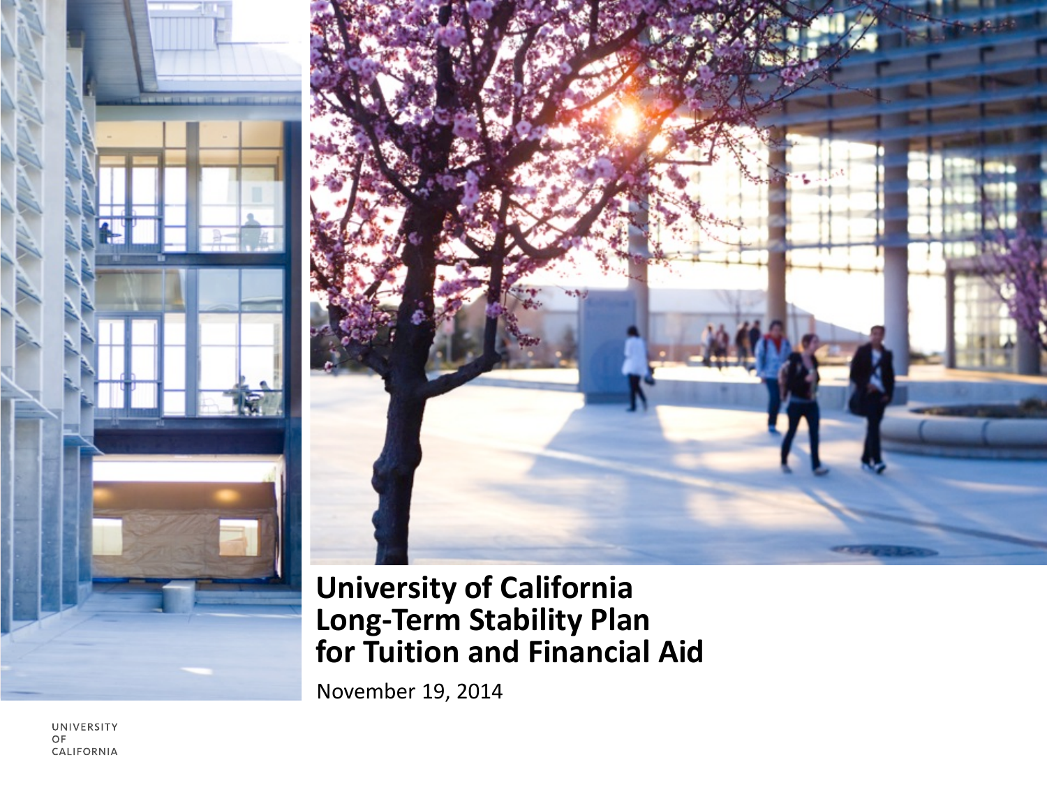# University of California Long-Term Stability Plan for Tuition and Financial Aid

November 19, 2014

UNIVERSITY OF CALIFORNIA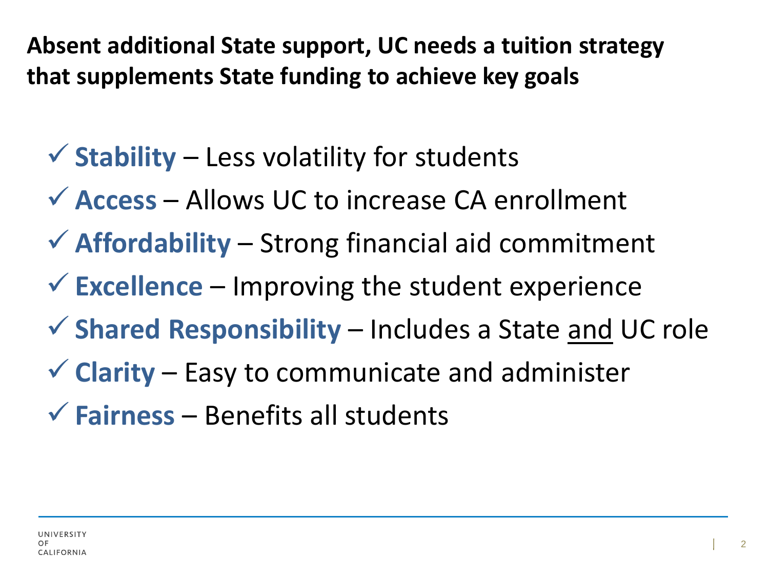## Absent additional State support, UC needs a tuition strategy that supplements State funding to achieve key goals

- ✓ **Stability** – Less volatility for students
- ✓ **Access** – Allows UC to increase CA enrollment
- ✓ **Affordability** – Strong financial aid commitment
- ✓ **Excellence** – Improving the student experience
- ✓ **Shared Responsibility** – Includes a State <u>and</u> UC role
- ✓ **Clarity** – Easy to communicate and administer
- ✓ **Fairness** – Benefits all students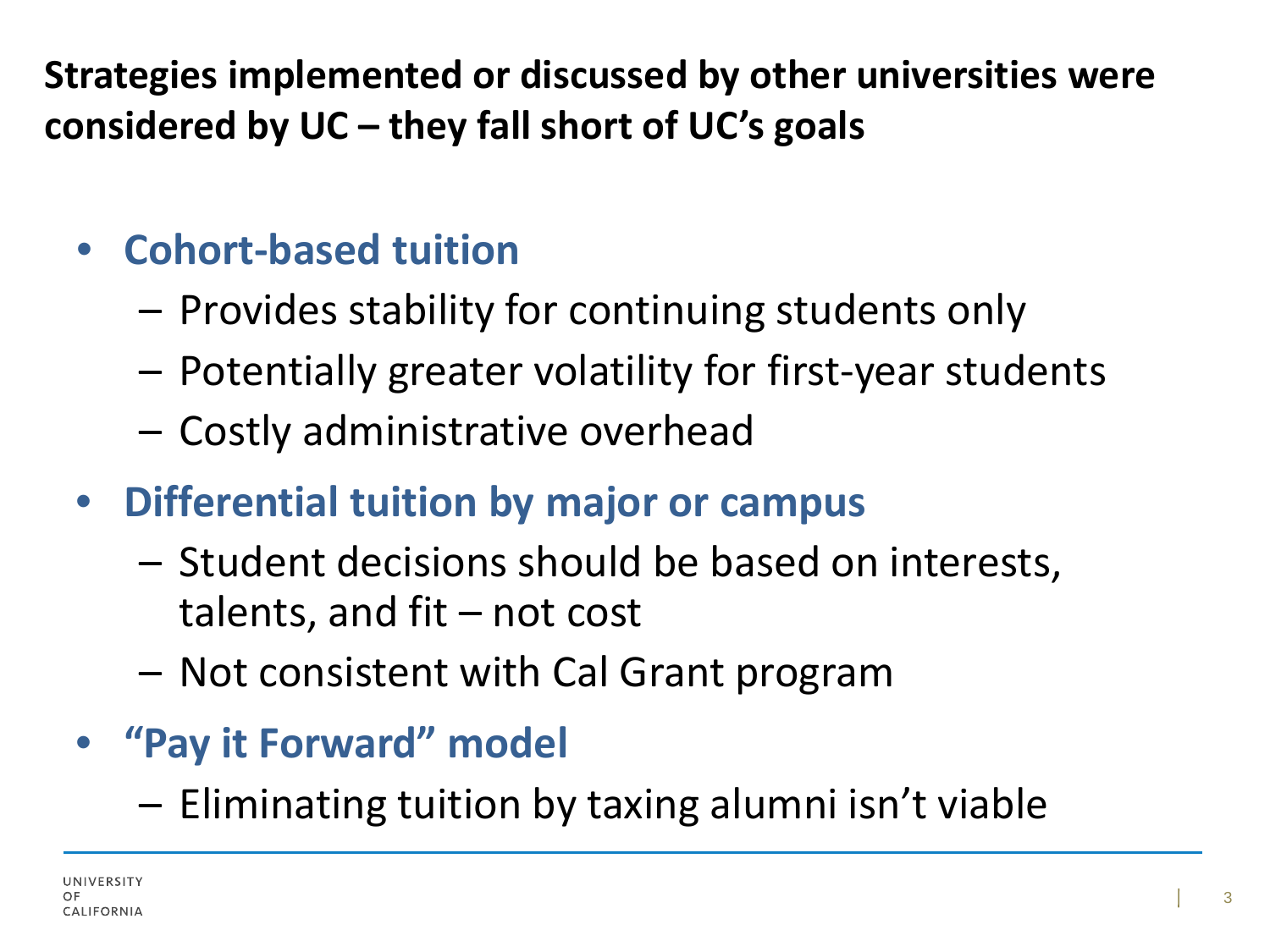**Strategies implemented or discussed by other universities were considered by UC – they fall short of UC's goals**

- **Cohort-based tuition**
  - Provides stability for continuing students only
  - Potentially greater volatility for first-year students
  - Costly administrative overhead
- **Differential tuition by major or campus**
  - Student decisions should be based on interests, talents, and fit – not cost
  - Not consistent with Cal Grant program
- **"Pay it Forward" model**
  - Eliminating tuition by taxing alumni isn't viable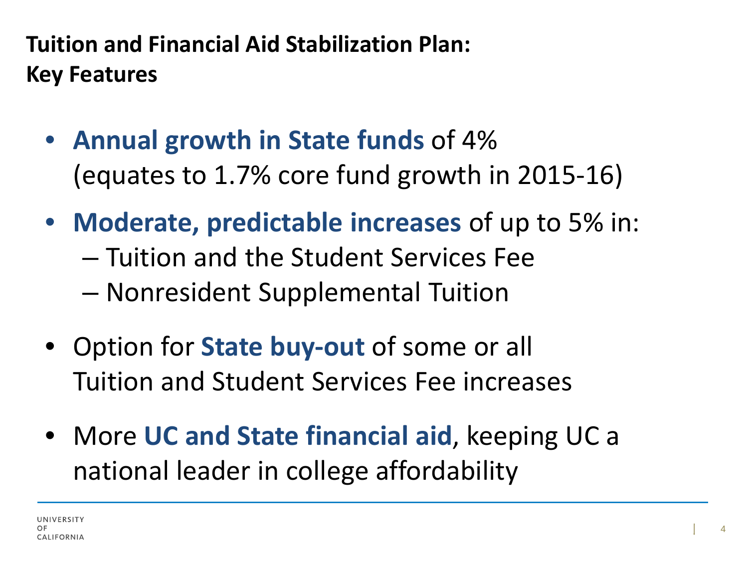## Tuition and Financial Aid Stabilization Plan: Key Features

- **Annual growth in State funds** of 4% (equates to 1.7% core fund growth in 2015-16)
- **Moderate, predictable increases** of up to 5% in:
  - Tuition and the Student Services Fee
  - Nonresident Supplemental Tuition
- Option for **State buy-out** of some or all Tuition and Student Services Fee increases
- More **UC and State financial aid**, keeping UC a national leader in college affordability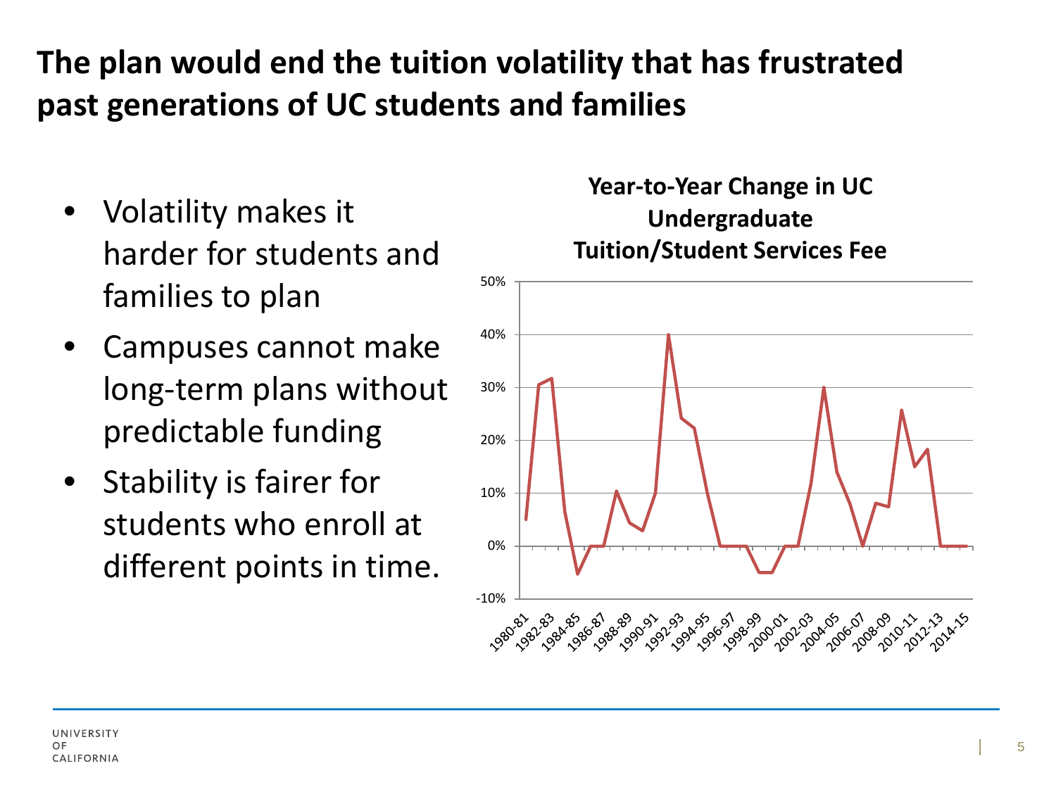# The plan would end the tuition volatility that has frustrated past generations of UC students and families

- Volatility makes it harder for students and families to plan
- Campuses cannot make long-term plans without predictable funding
- Stability is fairer for students who enroll at different points in time.

**Year-to-Year Change in UC Undergraduate Tuition/Student Services Fee**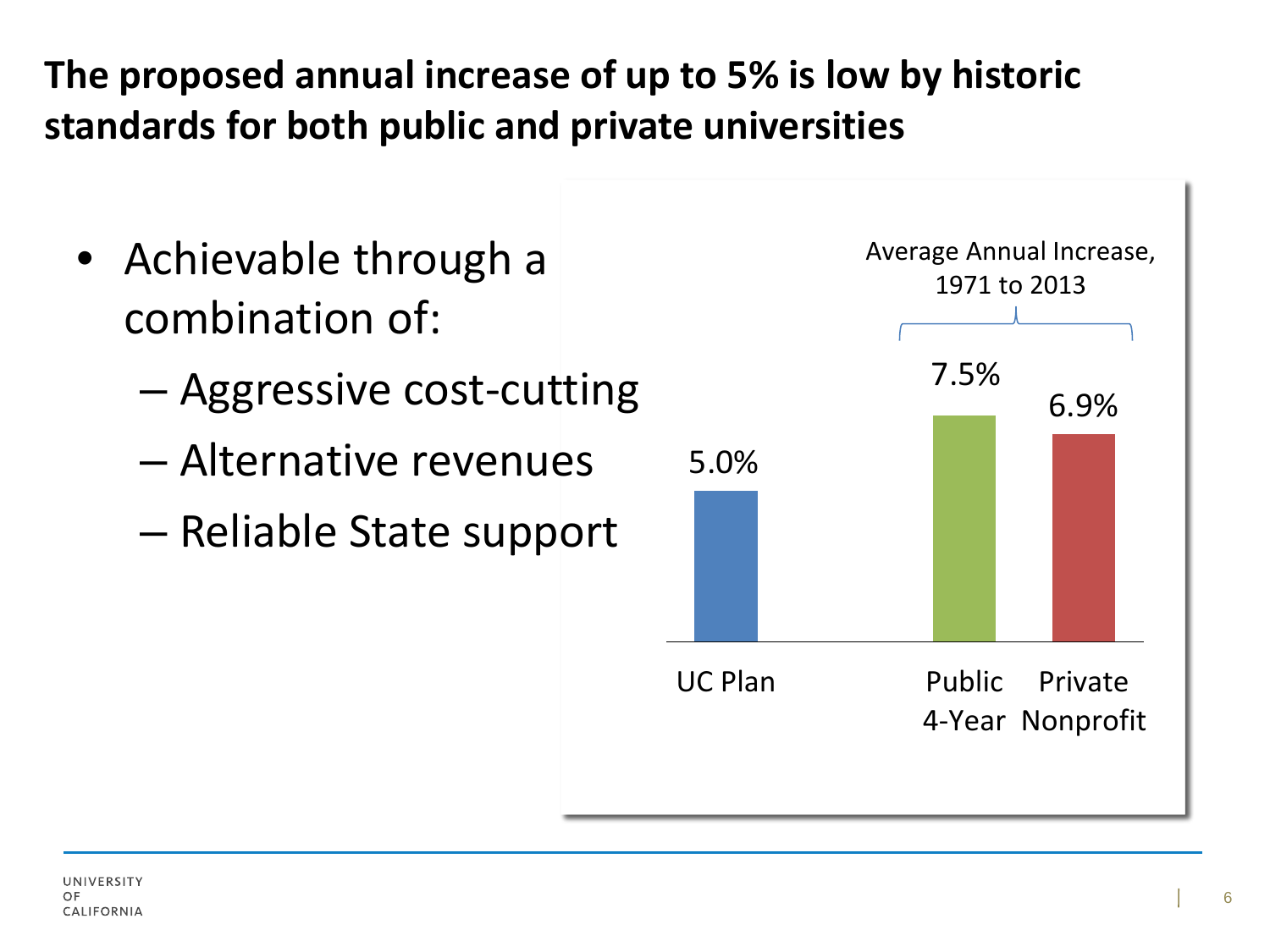# The proposed annual increase of up to 5% is low by historic standards for both public and private universities

- Achievable through a combination of:
  - Aggressive cost-cutting
  - Alternative revenues
  - Reliable State support

Average Annual Increase, 1971 to 2013

| UC Plan | Public 4-Year | Private Nonprofit |
|---|---|---|
| 5.0% | 7.5% | 6.9% |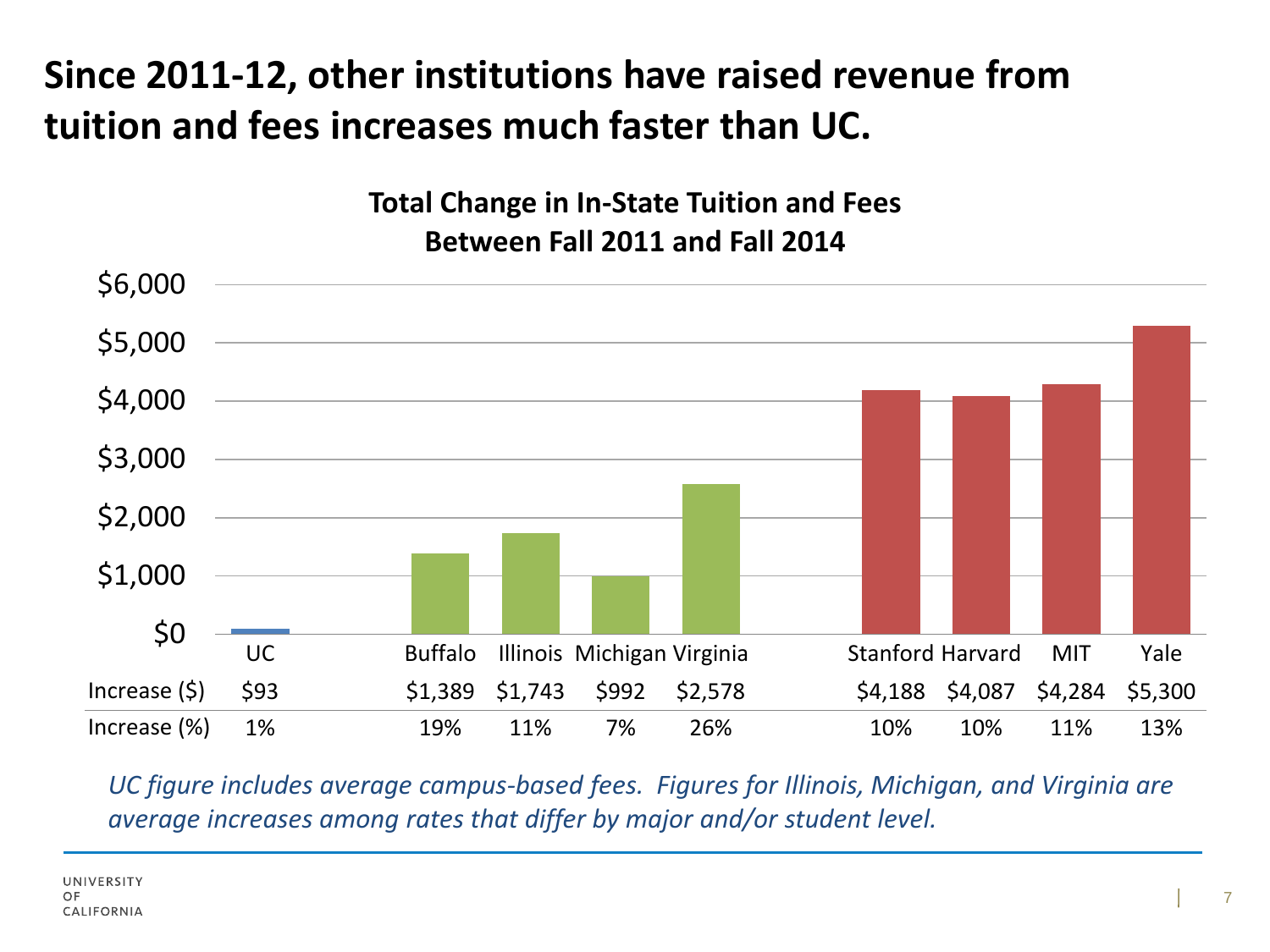# Since 2011-12, other institutions have raised revenue from tuition and fees increases much faster than UC.

**Total Change in In-State Tuition and Fees Between Fall 2011 and Fall 2014**

| | UC | Buffalo | Illinois | Michigan | Virginia | Stanford | Harvard | MIT | Yale |
|---|---|---|---|---|---|---|---|---|---|
| Increase ($) | $93 | $1,389 | $1,743 | $992 | $2,578 | $4,188 | $4,087 | $4,284 | $5,300 |
| Increase (%) | 1% | 19% | 11% | 7% | 26% | 10% | 10% | 11% | 13% |

*UC figure includes average campus-based fees. Figures for Illinois, Michigan, and Virginia are average increases among rates that differ by major and/or student level.*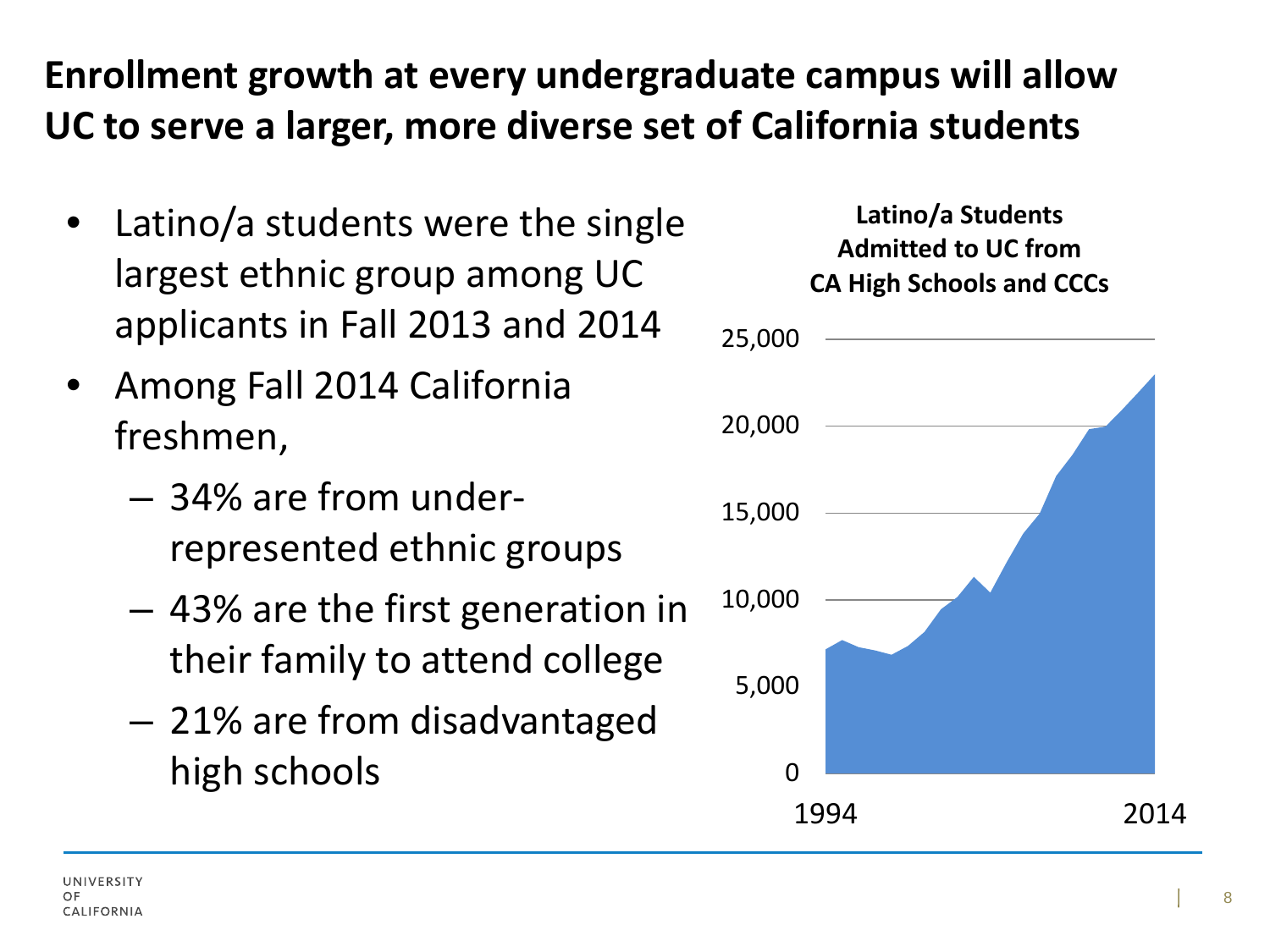# Enrollment growth at every undergraduate campus will allow UC to serve a larger, more diverse set of California students

- Latino/a students were the single largest ethnic group among UC applicants in Fall 2013 and 2014
- Among Fall 2014 California freshmen,
  - 34% are from under-represented ethnic groups
  - 43% are the first generation in their family to attend college
  - 21% are from disadvantaged high schools

**Latino/a Students Admitted to UC from CA High Schools and CCCs**

25,000
20,000
15,000
10,000
5,000
0

1994 2014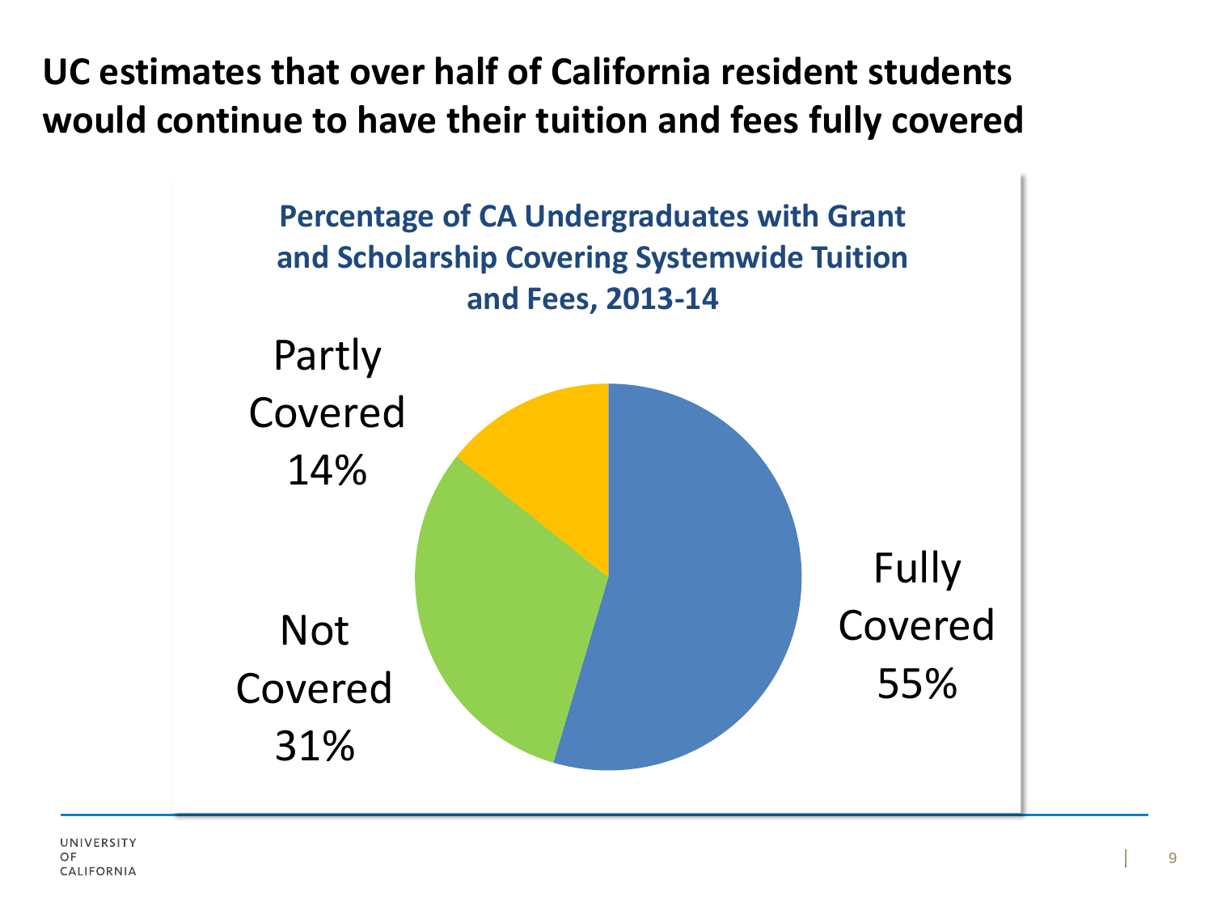# UC estimates that over half of California resident students would continue to have their tuition and fees fully covered

**Percentage of CA Undergraduates with Grant and Scholarship Covering Systemwide Tuition and Fees, 2013-14**

Partly Covered 14%

Not Covered 31%

Fully Covered 55%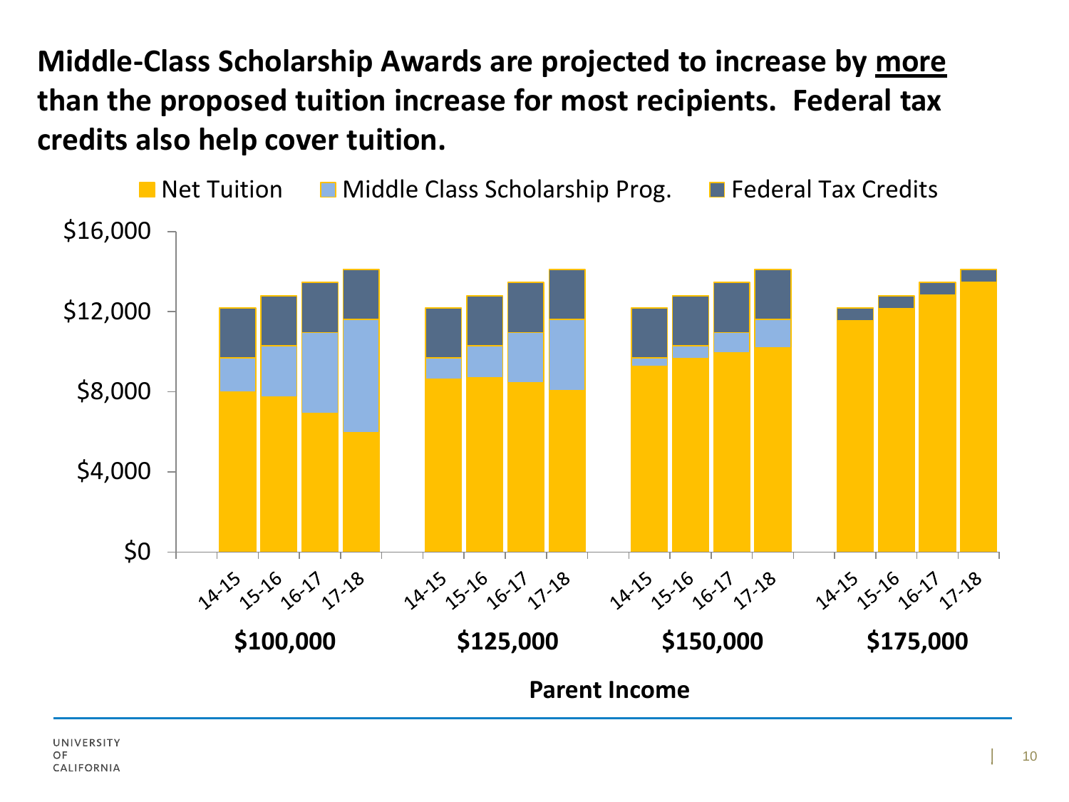# Middle-Class Scholarship Awards are projected to increase by more than the proposed tuition increase for most recipients. Federal tax credits also help cover tuition.

Net Tuition | Middle Class Scholarship Prog. | Federal Tax Credits

$16,000
$12,000
$8,000
$4,000
$0

14-15 15-16 16-17 17-18 14-15 15-16 16-17 17-18 14-15 15-16 16-17 17-18 14-15 15-16 16-17 17-18

**$100,000** **$125,000** **$150,000** **$175,000**

**Parent Income**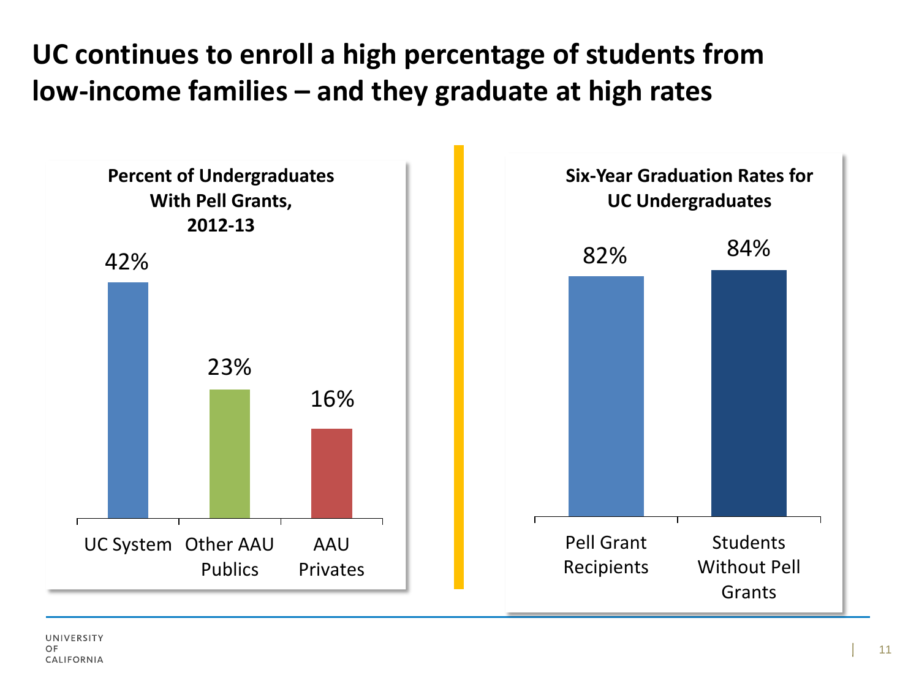# UC continues to enroll a high percentage of students from low-income families – and they graduate at high rates

**Percent of Undergraduates With Pell Grants, 2012-13**

| | Percent |
|---|---|
| UC System | 42% |
| Other AAU Publics | 23% |
| AAU Privates | 16% |

**Six-Year Graduation Rates for UC Undergraduates**

| | Rate |
|---|---|
| Pell Grant Recipients | 82% |
| Students Without Pell Grants | 84% |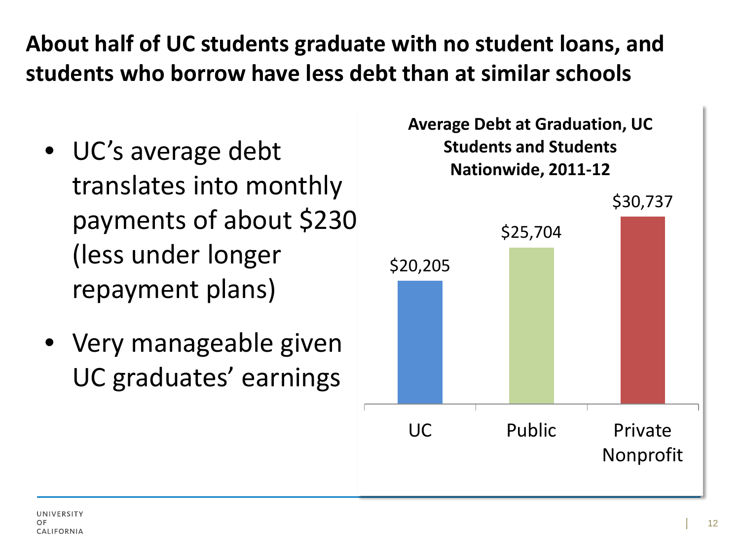# About half of UC students graduate with no student loans, and students who borrow have less debt than at similar schools

- UC's average debt translates into monthly payments of about $230 (less under longer repayment plans)
- Very manageable given UC graduates' earnings

**Average Debt at Graduation, UC Students and Students Nationwide, 2011-12**

| | Average Debt |
|---|---|
| UC | $20,205 |
| Public | $25,704 |
| Private Nonprofit | $30,737 |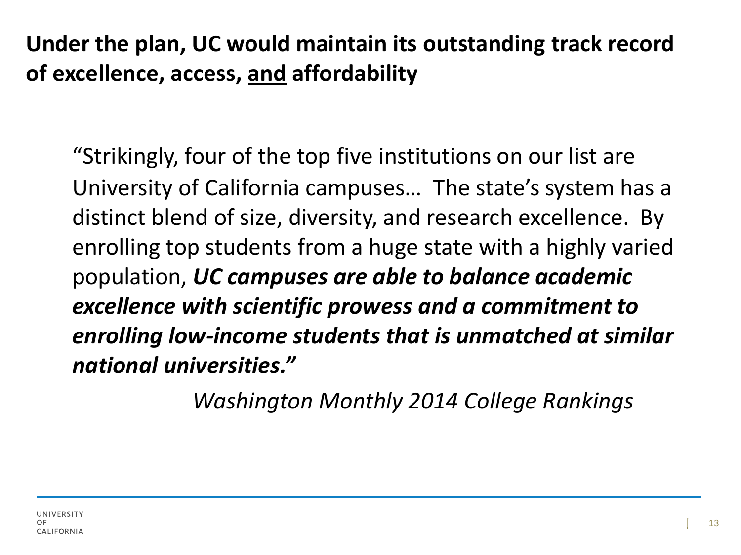## Under the plan, UC would maintain its outstanding track record of excellence, access, <u>and</u> affordability

"Strikingly, four of the top five institutions on our list are University of California campuses… The state's system has a distinct blend of size, diversity, and research excellence. By enrolling top students from a huge state with a highly varied population, ***UC campuses are able to balance academic excellence with scientific prowess and a commitment to enrolling low-income students that is unmatched at similar national universities."***

*Washington Monthly 2014 College Rankings*